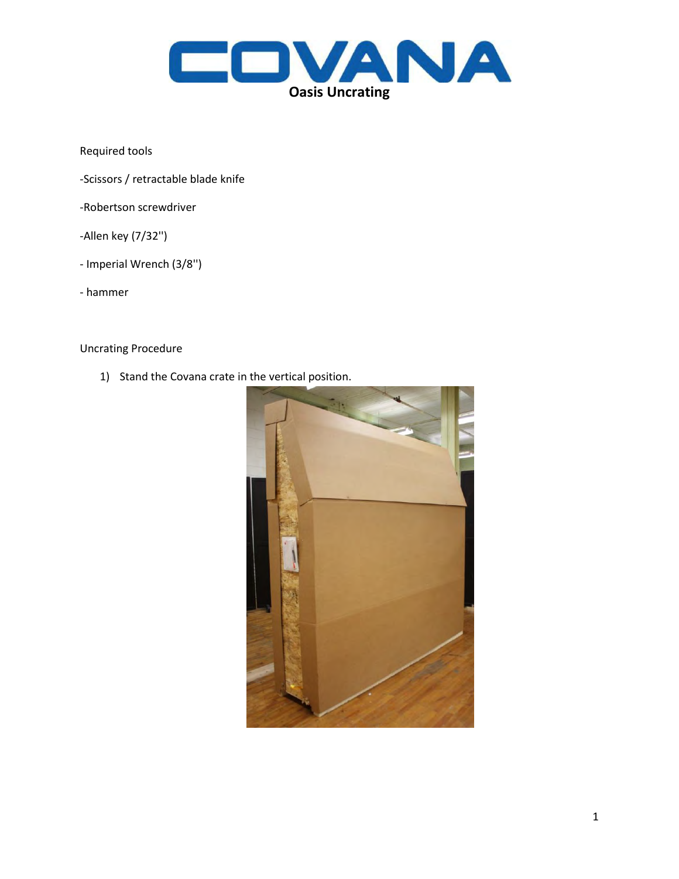# COVANA

## Oasis Uncrating

Required tools

- Scissors / retractable blade knife
- Robertson screwdriver
- Allen key (7/32'')
- Imperial Wrench (3/8'')
- hammer

Uncrating Procedure

1) Stand the Covana crate in the vertical position.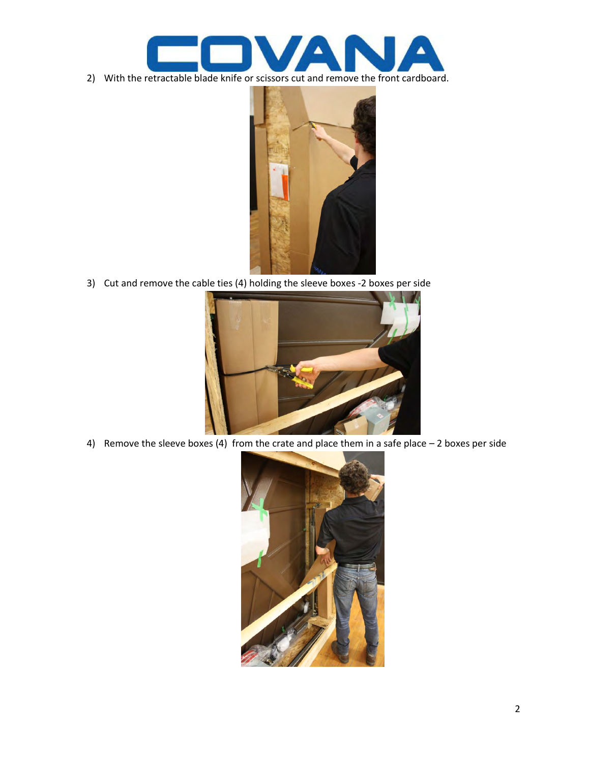2) With the retractable blade knife or scissors cut and remove the front cardboard.

3) Cut and remove the cable ties (4) holding the sleeve boxes -2 boxes per side

4) Remove the sleeve boxes (4) from the crate and place them in a safe place – 2 boxes per side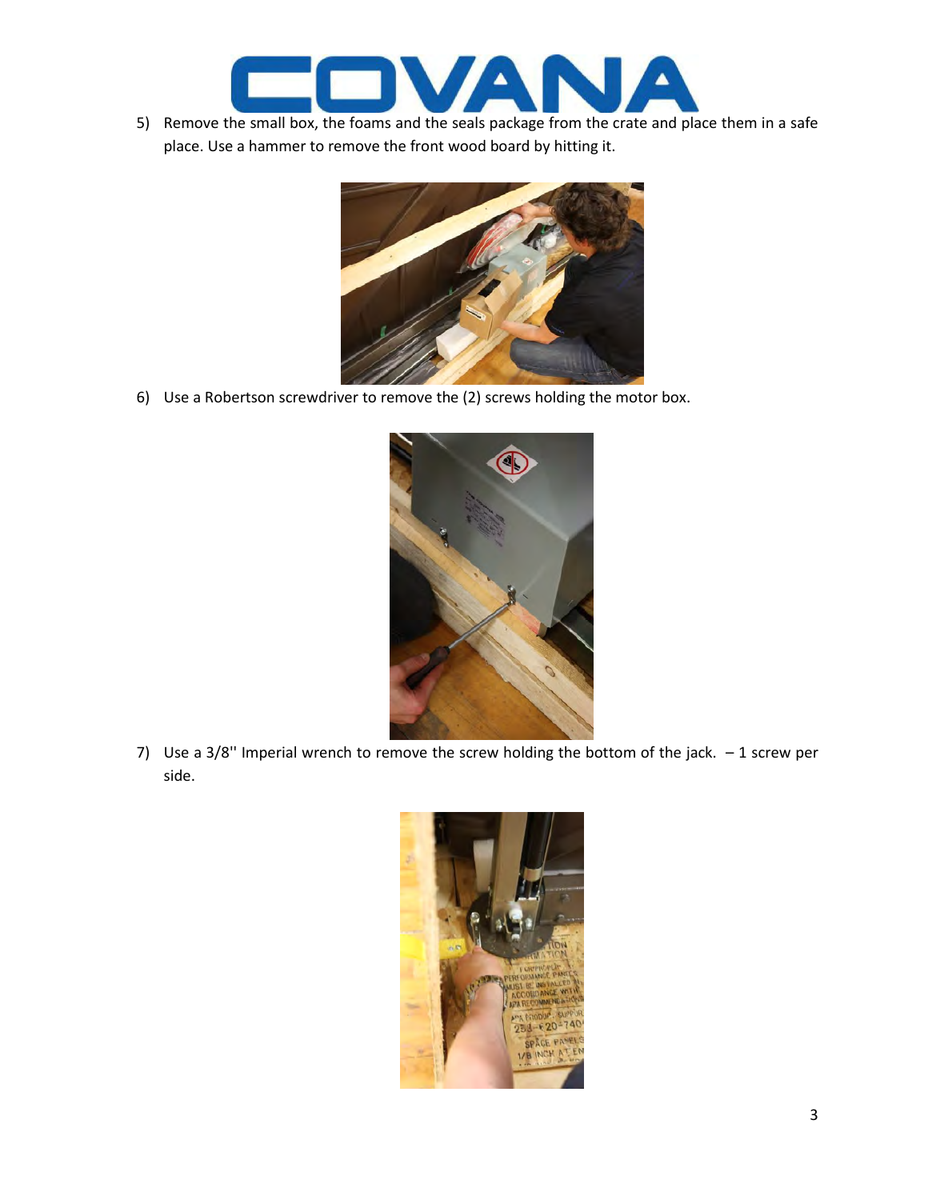5) Remove the small box, the foams and the seals package from the crate and place them in a safe place. Use a hammer to remove the front wood board by hitting it.

6) Use a Robertson screwdriver to remove the (2) screws holding the motor box.

7) Use a 3/8'' Imperial wrench to remove the screw holding the bottom of the jack. – 1 screw per side.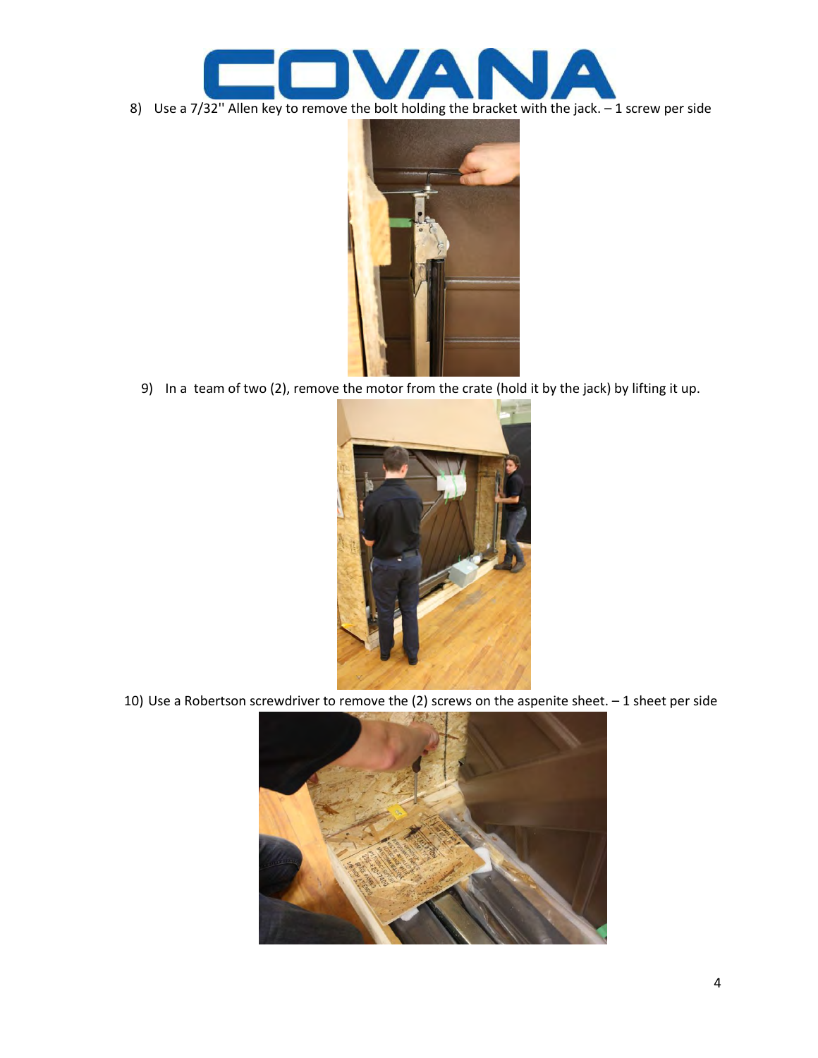8) Use a 7/32'' Allen key to remove the bolt holding the bracket with the jack. – 1 screw per side

9) In a team of two (2), remove the motor from the crate (hold it by the jack) by lifting it up.

10) Use a Robertson screwdriver to remove the (2) screws on the aspenite sheet. – 1 sheet per side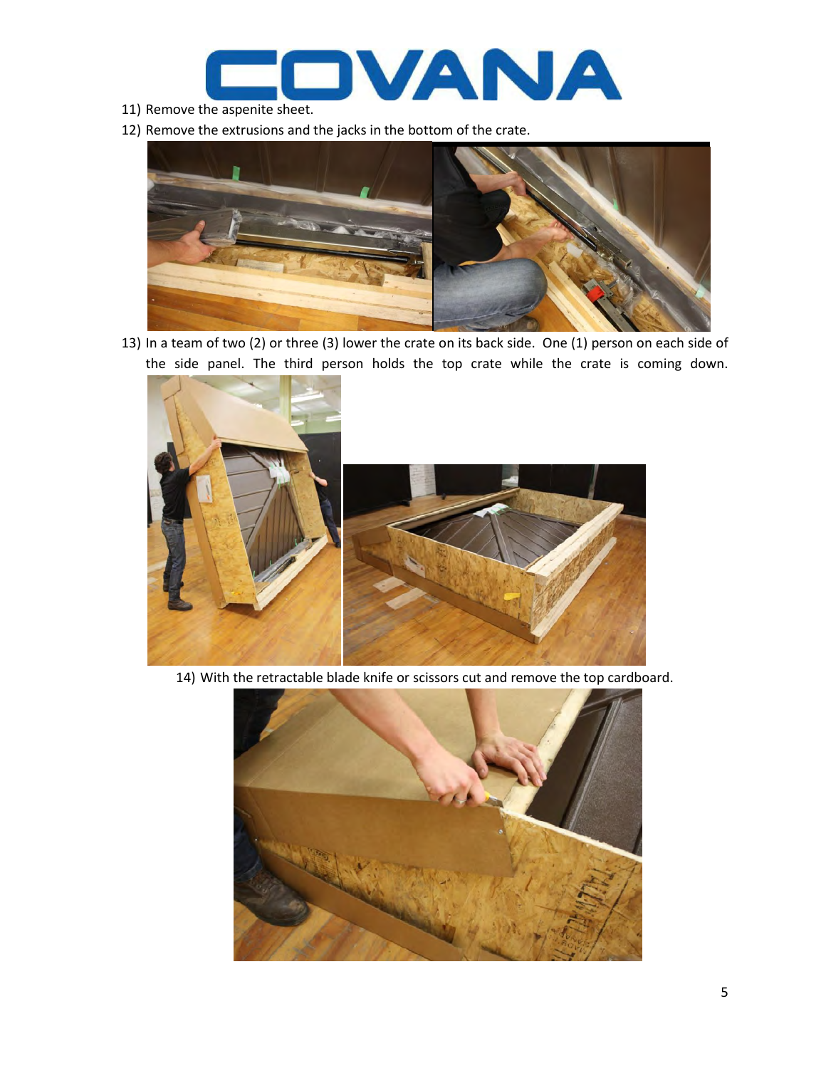11) Remove the aspenite sheet.
12) Remove the extrusions and the jacks in the bottom of the crate.
13) In a team of two (2) or three (3) lower the crate on its back side. One (1) person on each side of the side panel. The third person holds the top crate while the crate is coming down.
14) With the retractable blade knife or scissors cut and remove the top cardboard.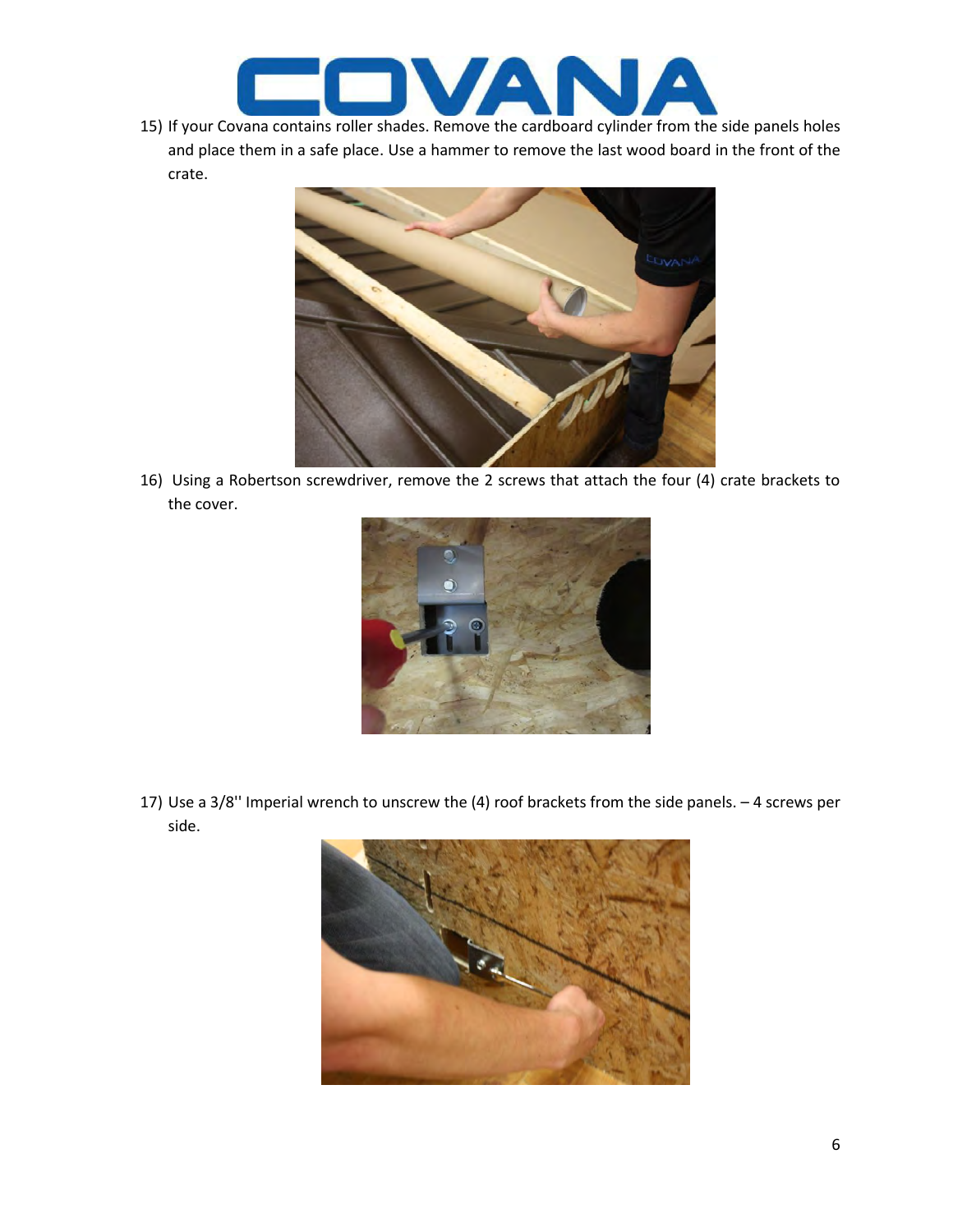15) If your Covana contains roller shades. Remove the cardboard cylinder from the side panels holes and place them in a safe place. Use a hammer to remove the last wood board in the front of the crate.

16) Using a Robertson screwdriver, remove the 2 screws that attach the four (4) crate brackets to the cover.

17) Use a 3/8'' Imperial wrench to unscrew the (4) roof brackets from the side panels. – 4 screws per side.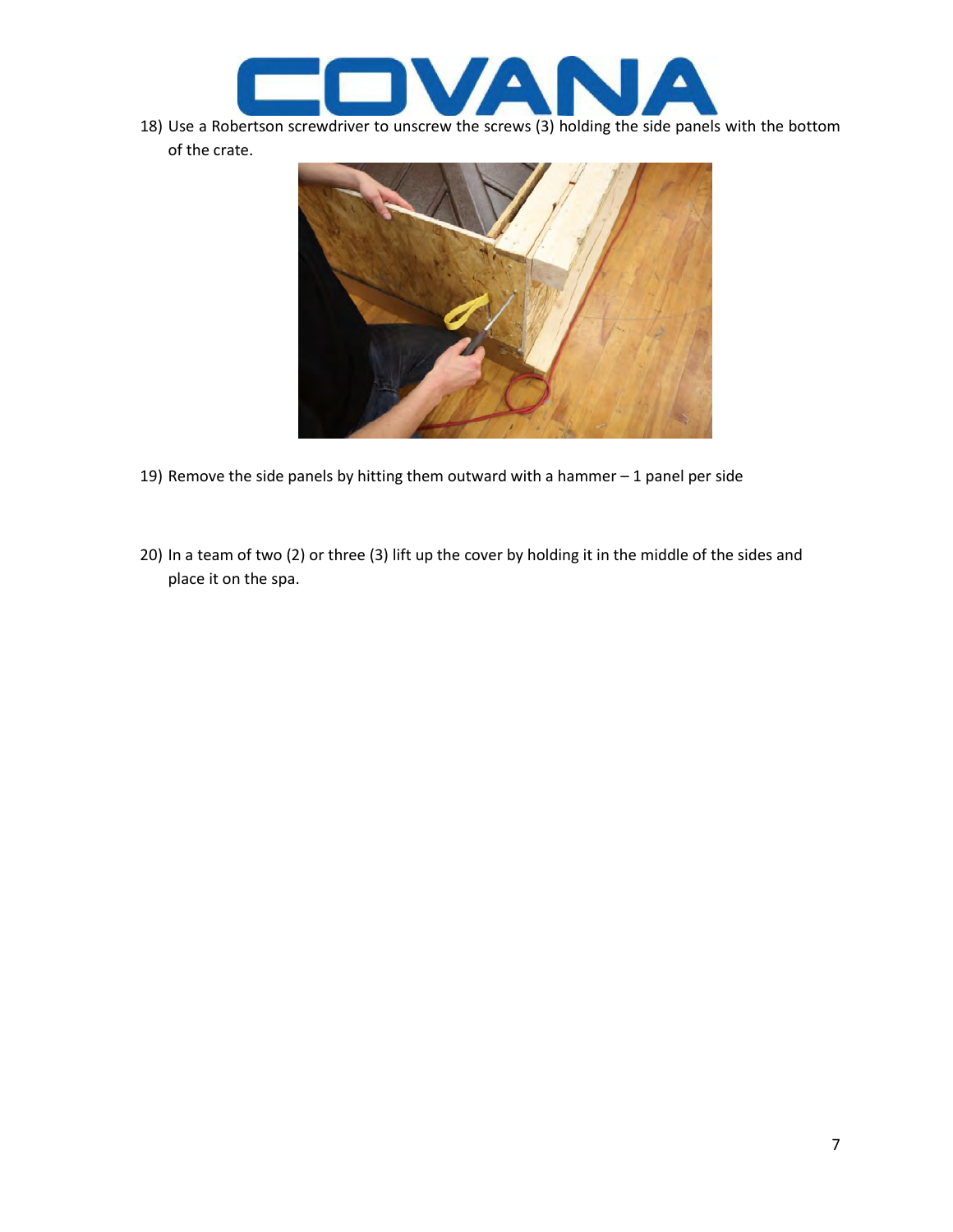18) Use a Robertson screwdriver to unscrew the screws (3) holding the side panels with the bottom of the crate.

19) Remove the side panels by hitting them outward with a hammer – 1 panel per side

20) In a team of two (2) or three (3) lift up the cover by holding it in the middle of the sides and place it on the spa.